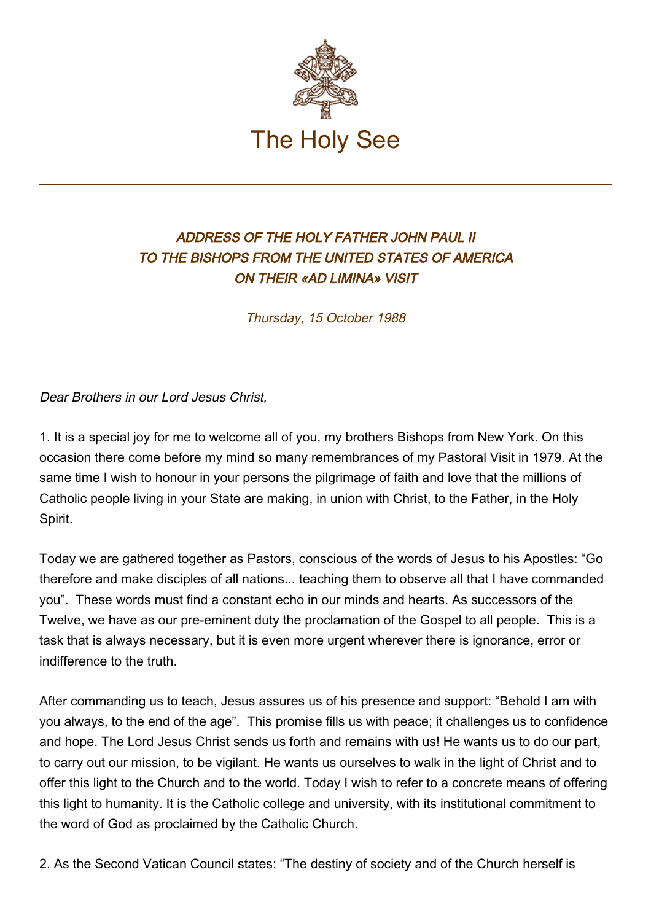# The Holy See

### *ADDRESS OF THE HOLY FATHER JOHN PAUL II TO THE BISHOPS FROM THE UNITED STATES OF AMERICA ON THEIR «AD LIMINA» VISIT*

*Thursday, 15 October 1988*

*Dear Brothers in our Lord Jesus Christ,*

1. It is a special joy for me to welcome all of you, my brothers Bishops from New York. On this occasion there come before my mind so many remembrances of my Pastoral Visit in 1979. At the same time I wish to honour in your persons the pilgrimage of faith and love that the millions of Catholic people living in your State are making, in union with Christ, to the Father, in the Holy Spirit.

Today we are gathered together as Pastors, conscious of the words of Jesus to his Apostles: "Go therefore and make disciples of all nations... teaching them to observe all that I have commanded you". These words must find a constant echo in our minds and hearts. As successors of the Twelve, we have as our pre-eminent duty the proclamation of the Gospel to all people. This is a task that is always necessary, but it is even more urgent wherever there is ignorance, error or indifference to the truth.

After commanding us to teach, Jesus assures us of his presence and support: "Behold I am with you always, to the end of the age". This promise fills us with peace; it challenges us to confidence and hope. The Lord Jesus Christ sends us forth and remains with us! He wants us to do our part, to carry out our mission, to be vigilant. He wants us ourselves to walk in the light of Christ and to offer this light to the Church and to the world. Today I wish to refer to a concrete means of offering this light to humanity. It is the Catholic college and university, with its institutional commitment to the word of God as proclaimed by the Catholic Church.

2. As the Second Vatican Council states: "The destiny of society and of the Church herself is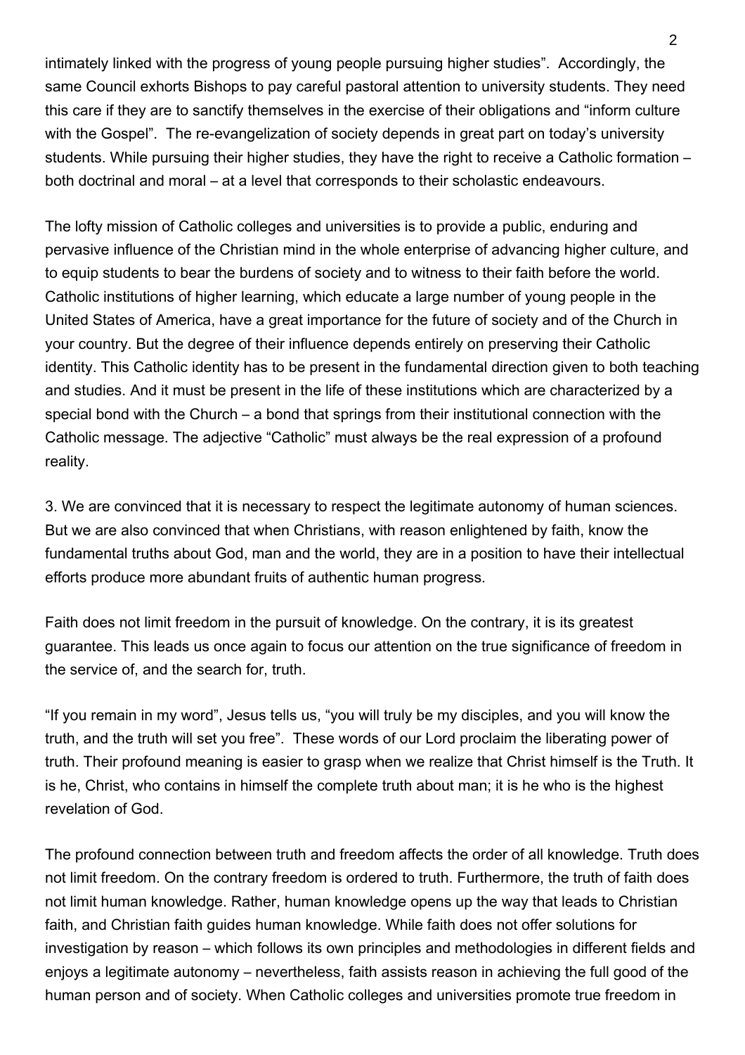intimately linked with the progress of young people pursuing higher studies". Accordingly, the same Council exhorts Bishops to pay careful pastoral attention to university students. They need this care if they are to sanctify themselves in the exercise of their obligations and "inform culture with the Gospel". The re-evangelization of society depends in great part on today's university students. While pursuing their higher studies, they have the right to receive a Catholic formation – both doctrinal and moral – at a level that corresponds to their scholastic endeavours.

The lofty mission of Catholic colleges and universities is to provide a public, enduring and pervasive influence of the Christian mind in the whole enterprise of advancing higher culture, and to equip students to bear the burdens of society and to witness to their faith before the world. Catholic institutions of higher learning, which educate a large number of young people in the United States of America, have a great importance for the future of society and of the Church in your country. But the degree of their influence depends entirely on preserving their Catholic identity. This Catholic identity has to be present in the fundamental direction given to both teaching and studies. And it must be present in the life of these institutions which are characterized by a special bond with the Church – a bond that springs from their institutional connection with the Catholic message. The adjective "Catholic" must always be the real expression of a profound reality.

3. We are convinced that it is necessary to respect the legitimate autonomy of human sciences. But we are also convinced that when Christians, with reason enlightened by faith, know the fundamental truths about God, man and the world, they are in a position to have their intellectual efforts produce more abundant fruits of authentic human progress.

Faith does not limit freedom in the pursuit of knowledge. On the contrary, it is its greatest guarantee. This leads us once again to focus our attention on the true significance of freedom in the service of, and the search for, truth.

"If you remain in my word", Jesus tells us, "you will truly be my disciples, and you will know the truth, and the truth will set you free". These words of our Lord proclaim the liberating power of truth. Their profound meaning is easier to grasp when we realize that Christ himself is the Truth. It is he, Christ, who contains in himself the complete truth about man; it is he who is the highest revelation of God.

The profound connection between truth and freedom affects the order of all knowledge. Truth does not limit freedom. On the contrary freedom is ordered to truth. Furthermore, the truth of faith does not limit human knowledge. Rather, human knowledge opens up the way that leads to Christian faith, and Christian faith guides human knowledge. While faith does not offer solutions for investigation by reason – which follows its own principles and methodologies in different fields and enjoys a legitimate autonomy – nevertheless, faith assists reason in achieving the full good of the human person and of society. When Catholic colleges and universities promote true freedom in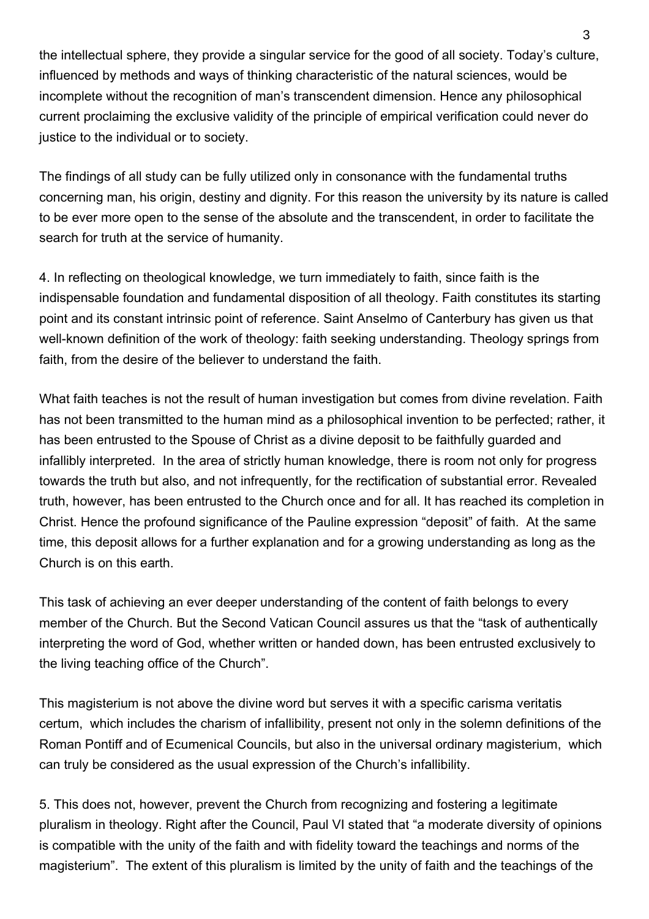the intellectual sphere, they provide a singular service for the good of all society. Today's culture, influenced by methods and ways of thinking characteristic of the natural sciences, would be incomplete without the recognition of man's transcendent dimension. Hence any philosophical current proclaiming the exclusive validity of the principle of empirical verification could never do justice to the individual or to society.

The findings of all study can be fully utilized only in consonance with the fundamental truths concerning man, his origin, destiny and dignity. For this reason the university by its nature is called to be ever more open to the sense of the absolute and the transcendent, in order to facilitate the search for truth at the service of humanity.

4. In reflecting on theological knowledge, we turn immediately to faith, since faith is the indispensable foundation and fundamental disposition of all theology. Faith constitutes its starting point and its constant intrinsic point of reference. Saint Anselmo of Canterbury has given us that well-known definition of the work of theology: faith seeking understanding. Theology springs from faith, from the desire of the believer to understand the faith.

What faith teaches is not the result of human investigation but comes from divine revelation. Faith has not been transmitted to the human mind as a philosophical invention to be perfected; rather, it has been entrusted to the Spouse of Christ as a divine deposit to be faithfully guarded and infallibly interpreted. In the area of strictly human knowledge, there is room not only for progress towards the truth but also, and not infrequently, for the rectification of substantial error. Revealed truth, however, has been entrusted to the Church once and for all. It has reached its completion in Christ. Hence the profound significance of the Pauline expression "deposit" of faith. At the same time, this deposit allows for a further explanation and for a growing understanding as long as the Church is on this earth.

This task of achieving an ever deeper understanding of the content of faith belongs to every member of the Church. But the Second Vatican Council assures us that the "task of authentically interpreting the word of God, whether written or handed down, has been entrusted exclusively to the living teaching office of the Church".

This magisterium is not above the divine word but serves it with a specific carisma veritatis certum, which includes the charism of infallibility, present not only in the solemn definitions of the Roman Pontiff and of Ecumenical Councils, but also in the universal ordinary magisterium, which can truly be considered as the usual expression of the Church's infallibility.

5. This does not, however, prevent the Church from recognizing and fostering a legitimate pluralism in theology. Right after the Council, Paul VI stated that "a moderate diversity of opinions is compatible with the unity of the faith and with fidelity toward the teachings and norms of the magisterium". The extent of this pluralism is limited by the unity of faith and the teachings of the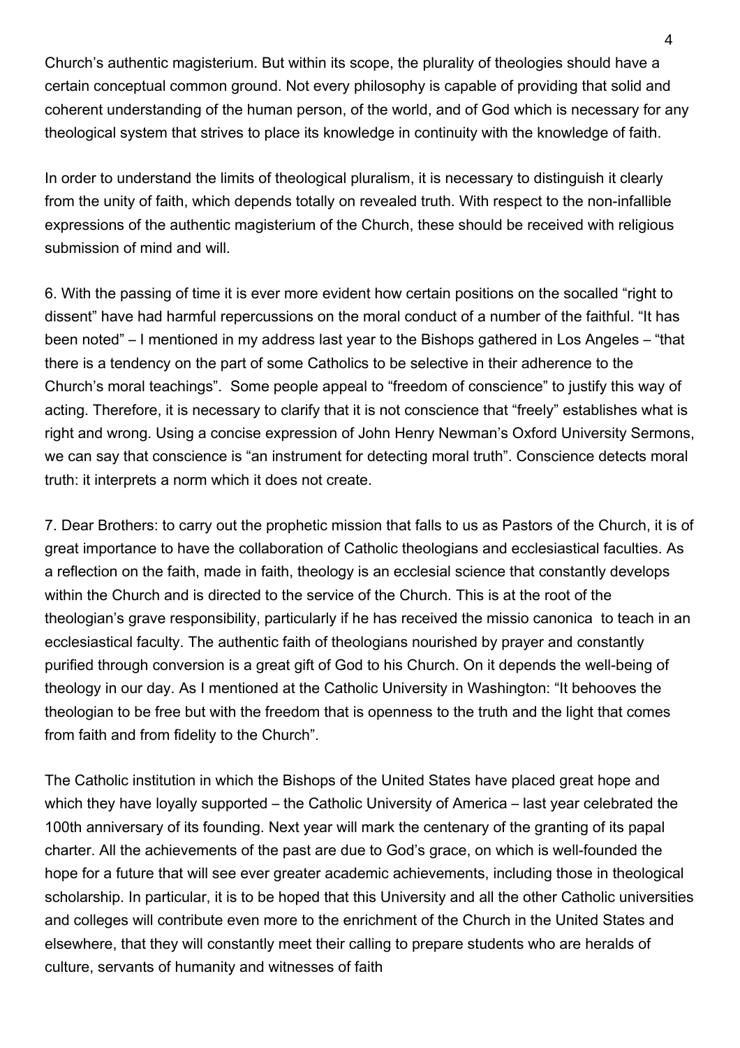Church's authentic magisterium. But within its scope, the plurality of theologies should have a certain conceptual common ground. Not every philosophy is capable of providing that solid and coherent understanding of the human person, of the world, and of God which is necessary for any theological system that strives to place its knowledge in continuity with the knowledge of faith.

In order to understand the limits of theological pluralism, it is necessary to distinguish it clearly from the unity of faith, which depends totally on revealed truth. With respect to the non-infallible expressions of the authentic magisterium of the Church, these should be received with religious submission of mind and will.

6. With the passing of time it is ever more evident how certain positions on the socalled "right to dissent" have had harmful repercussions on the moral conduct of a number of the faithful. "It has been noted" – I mentioned in my address last year to the Bishops gathered in Los Angeles – "that there is a tendency on the part of some Catholics to be selective in their adherence to the Church's moral teachings". Some people appeal to "freedom of conscience" to justify this way of acting. Therefore, it is necessary to clarify that it is not conscience that "freely" establishes what is right and wrong. Using a concise expression of John Henry Newman's Oxford University Sermons, we can say that conscience is "an instrument for detecting moral truth". Conscience detects moral truth: it interprets a norm which it does not create.

7. Dear Brothers: to carry out the prophetic mission that falls to us as Pastors of the Church, it is of great importance to have the collaboration of Catholic theologians and ecclesiastical faculties. As a reflection on the faith, made in faith, theology is an ecclesial science that constantly develops within the Church and is directed to the service of the Church. This is at the root of the theologian's grave responsibility, particularly if he has received the missio canonica to teach in an ecclesiastical faculty. The authentic faith of theologians nourished by prayer and constantly purified through conversion is a great gift of God to his Church. On it depends the well-being of theology in our day. As I mentioned at the Catholic University in Washington: "It behooves the theologian to be free but with the freedom that is openness to the truth and the light that comes from faith and from fidelity to the Church".

The Catholic institution in which the Bishops of the United States have placed great hope and which they have loyally supported – the Catholic University of America – last year celebrated the 100th anniversary of its founding. Next year will mark the centenary of the granting of its papal charter. All the achievements of the past are due to God's grace, on which is well-founded the hope for a future that will see ever greater academic achievements, including those in theological scholarship. In particular, it is to be hoped that this University and all the other Catholic universities and colleges will contribute even more to the enrichment of the Church in the United States and elsewhere, that they will constantly meet their calling to prepare students who are heralds of culture, servants of humanity and witnesses of faith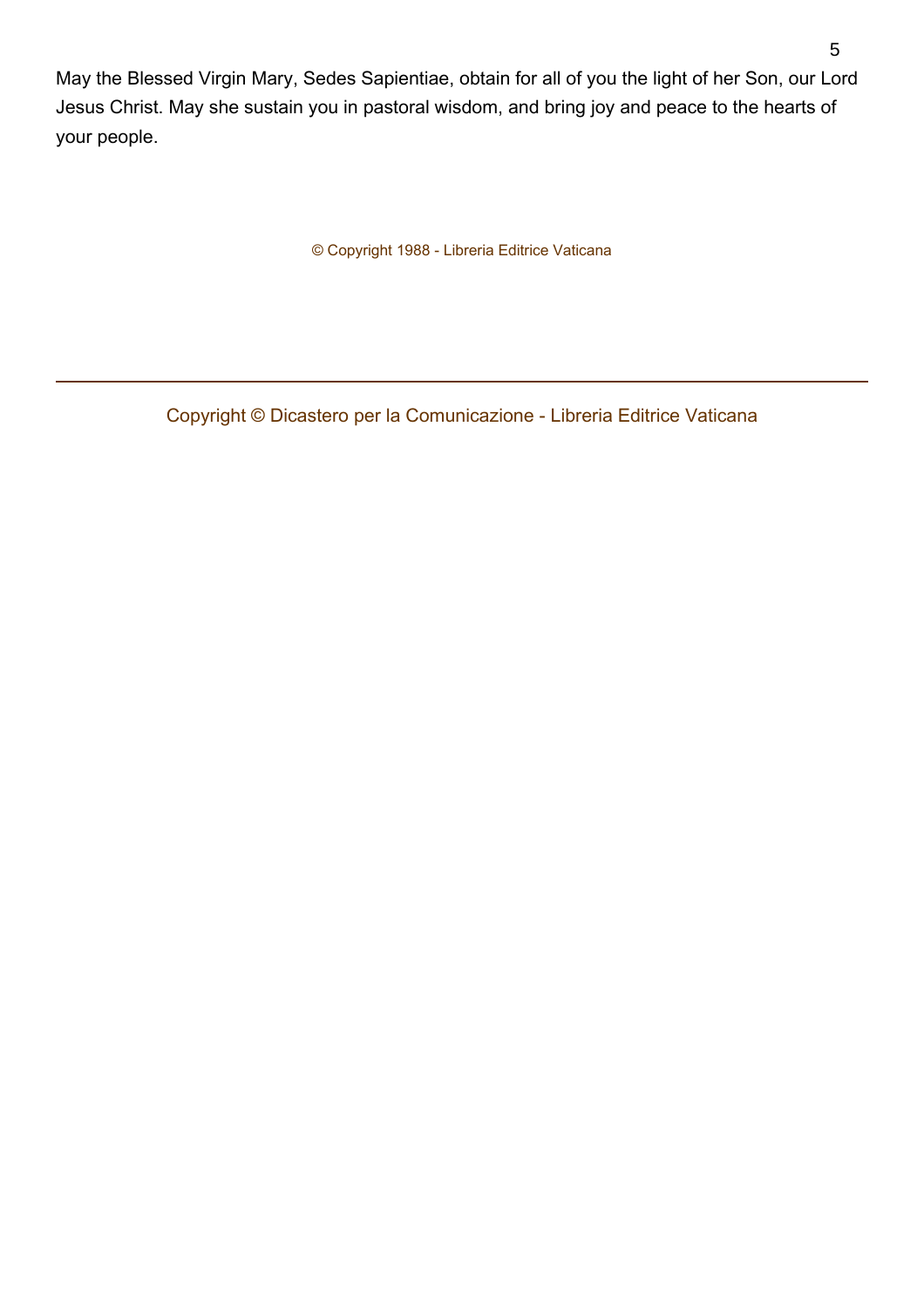May the Blessed Virgin Mary, Sedes Sapientiae, obtain for all of you the light of her Son, our Lord Jesus Christ. May she sustain you in pastoral wisdom, and bring joy and peace to the hearts of your people.

© Copyright 1988 - Libreria Editrice Vaticana

---

Copyright © Dicastero per la Comunicazione - Libreria Editrice Vaticana